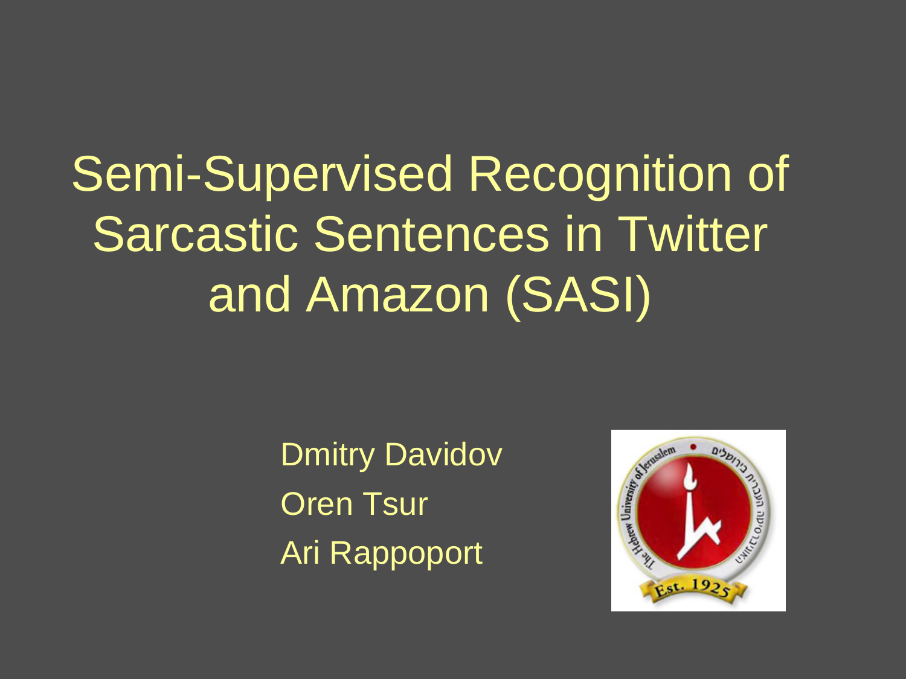# Semi-Supervised Recognition of Sarcastic Sentences in Twitter and Amazon (SASI)

Dmitry Davidov

Oren Tsur

Ari Rappoport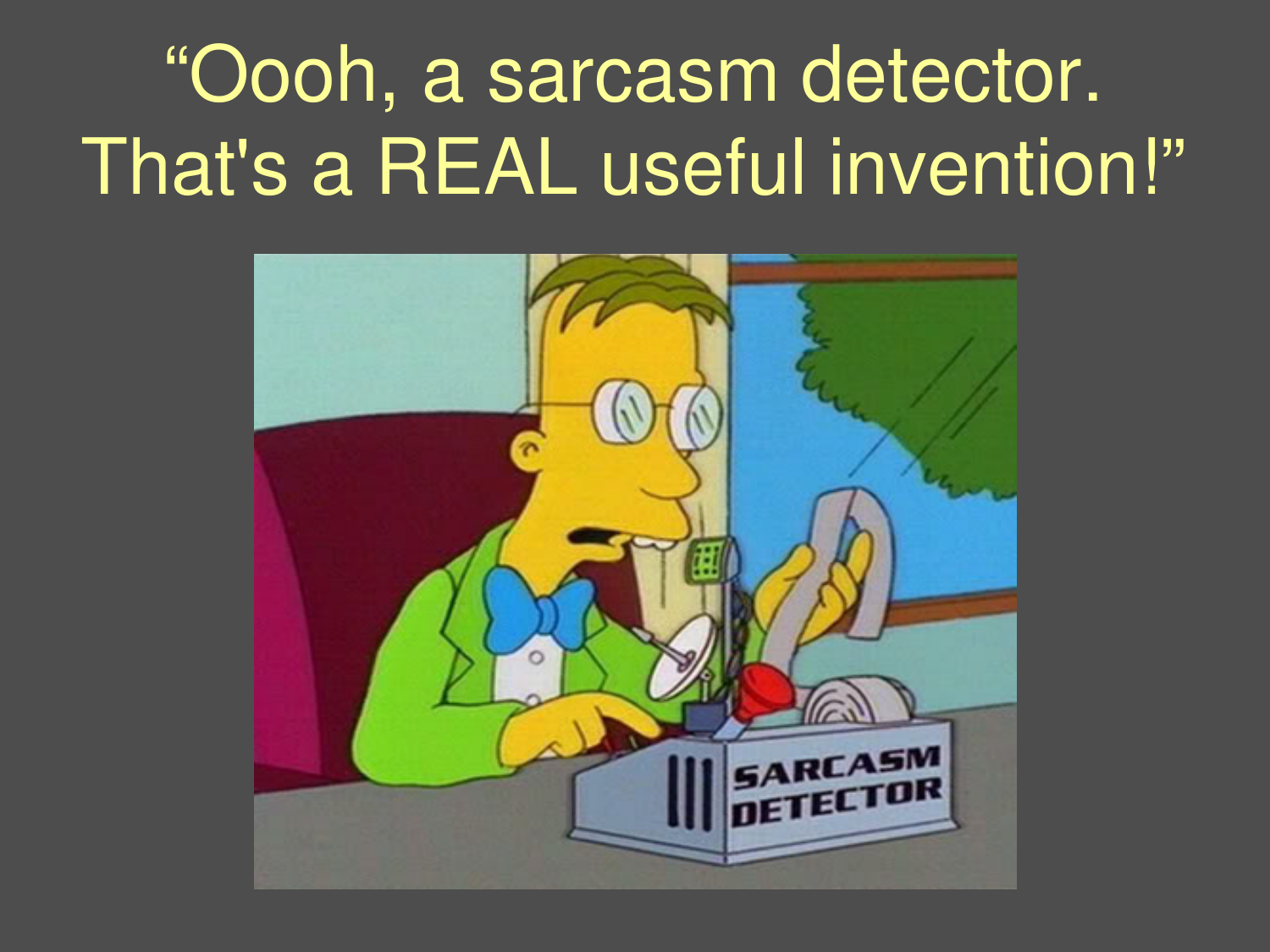# "Oooh, a sarcasm detector. That's a REAL useful invention!"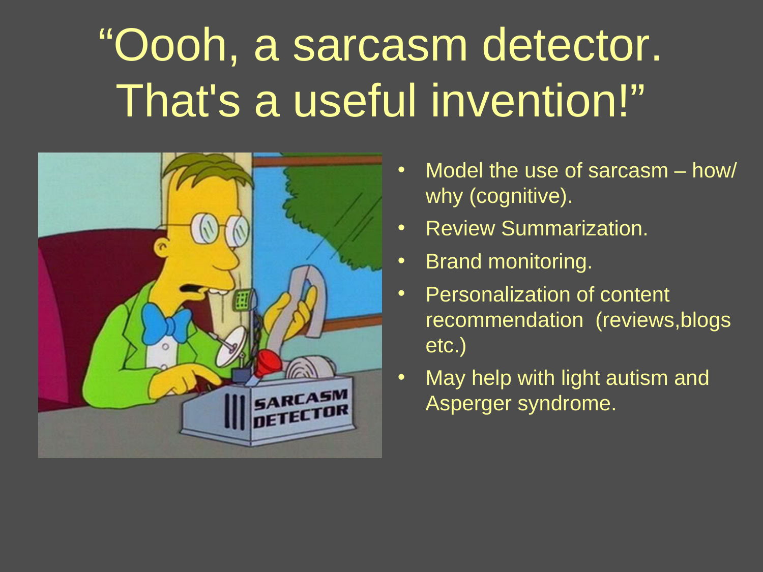# “Oooh, a sarcasm detector. That's a useful invention!”

- Model the use of sarcasm – how/ why (cognitive).
- Review Summarization.
- Brand monitoring.
- Personalization of content recommendation (reviews,blogs etc.)
- May help with light autism and Asperger syndrome.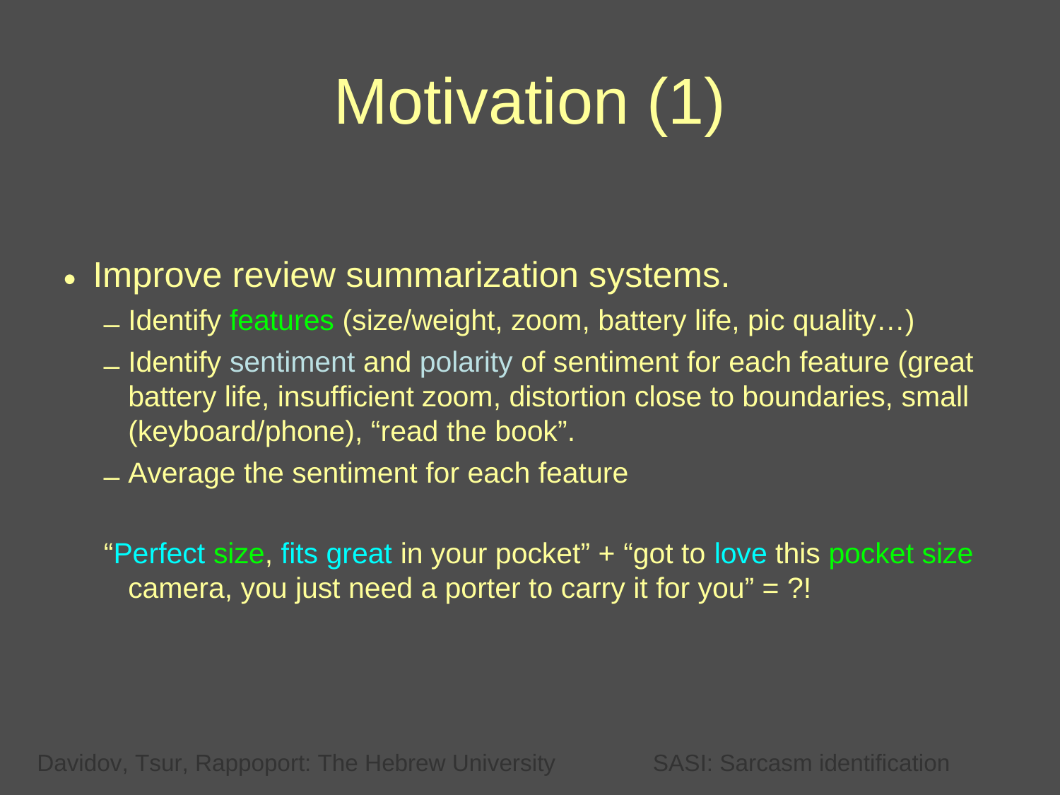# Motivation (1)

- Improve review summarization systems.
  - Identify features (size/weight, zoom, battery life, pic quality…)
  - Identify sentiment and polarity of sentiment for each feature (great battery life, insufficient zoom, distortion close to boundaries, small (keyboard/phone), “read the book”.
  - Average the sentiment for each feature

“Perfect size, fits great in your pocket” + “got to love this pocket size camera, you just need a porter to carry it for you” = ?!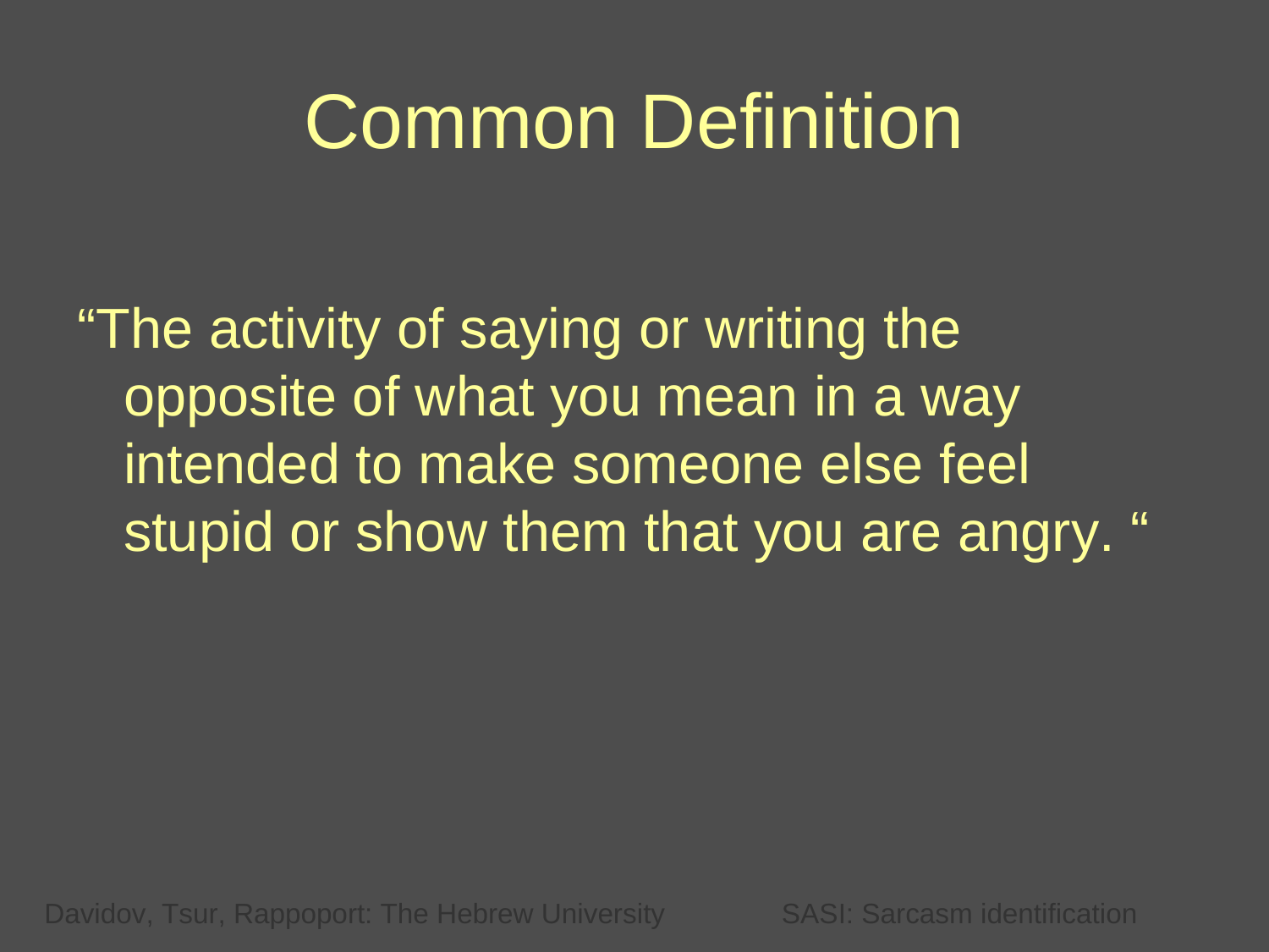# Common Definition

"The activity of saying or writing the opposite of what you mean in a way intended to make someone else feel stupid or show them that you are angry. "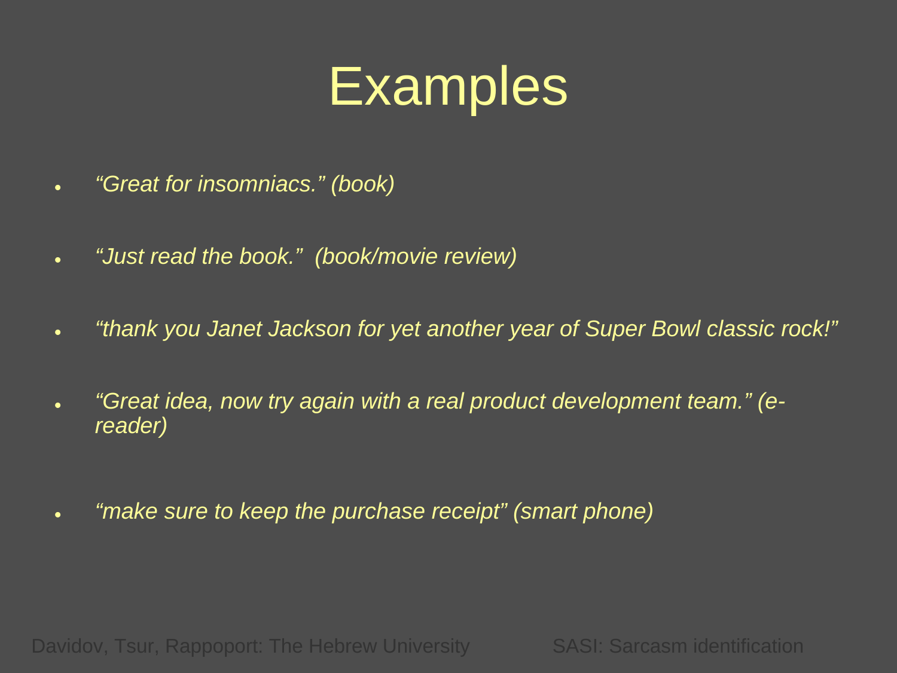# Examples

- *"Great for insomniacs." (book)*
- *"Just read the book." (book/movie review)*
- *"thank you Janet Jackson for yet another year of Super Bowl classic rock!"*
- *"Great idea, now try again with a real product development team." (e-reader)*
- *"make sure to keep the purchase receipt" (smart phone)*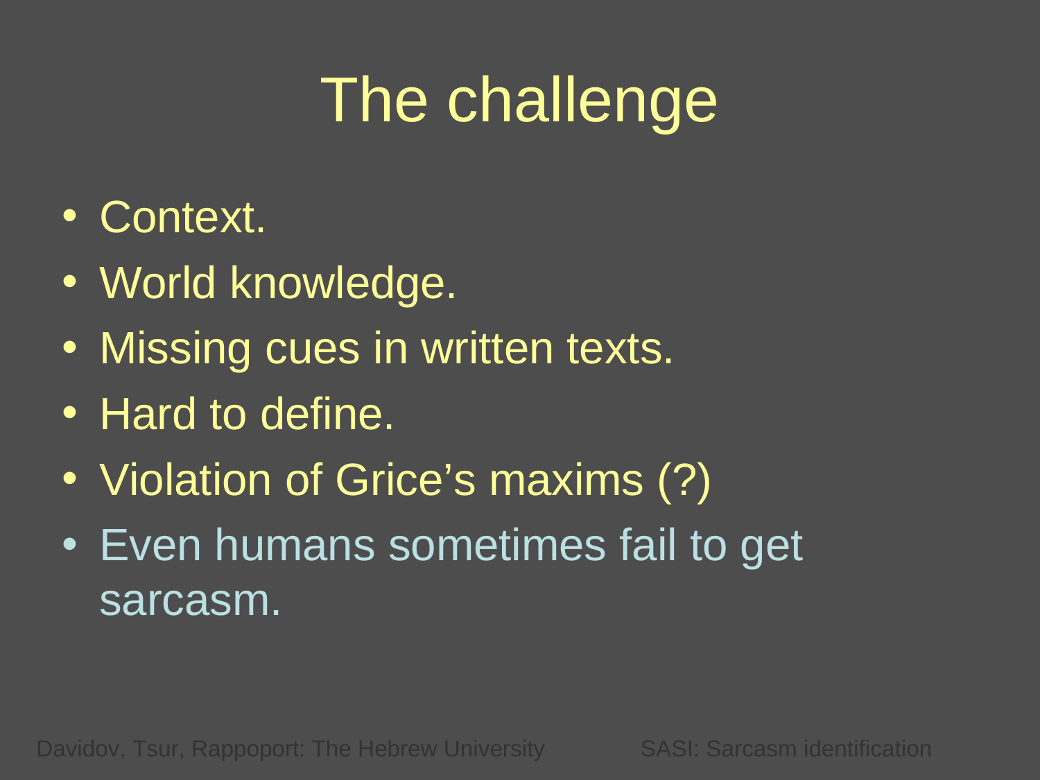# The challenge

- Context.
- World knowledge.
- Missing cues in written texts.
- Hard to define.
- Violation of Grice's maxims (?)
- Even humans sometimes fail to get sarcasm.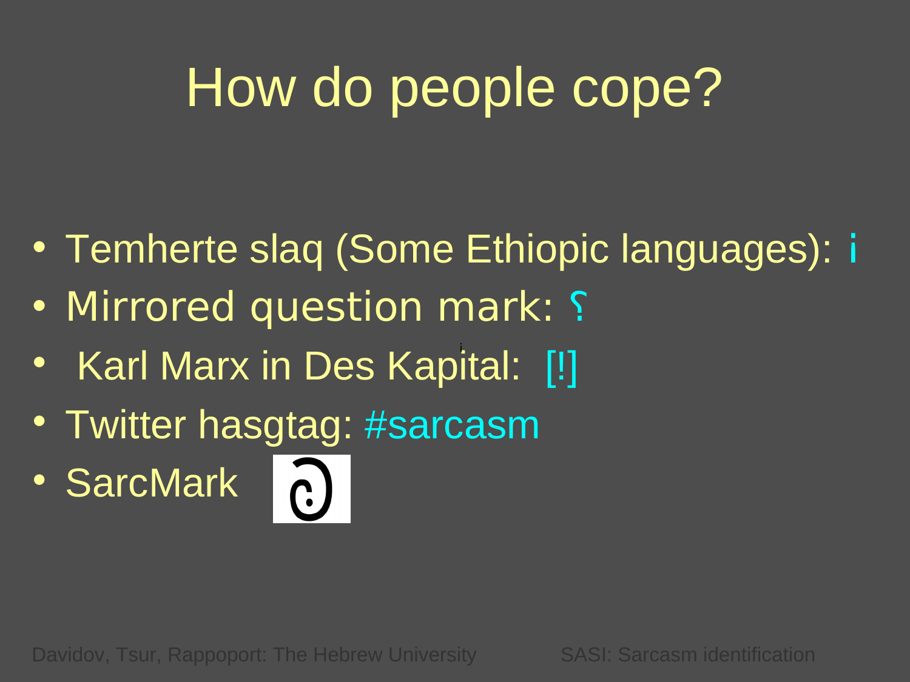# How do people cope?

- Temherte slaq (Some Ethiopic languages): ¡
- Mirrored question mark: ⸮
- Karl Marx in Des Kapital: [!]
- Twitter hasgtag: #sarcasm
- SarcMark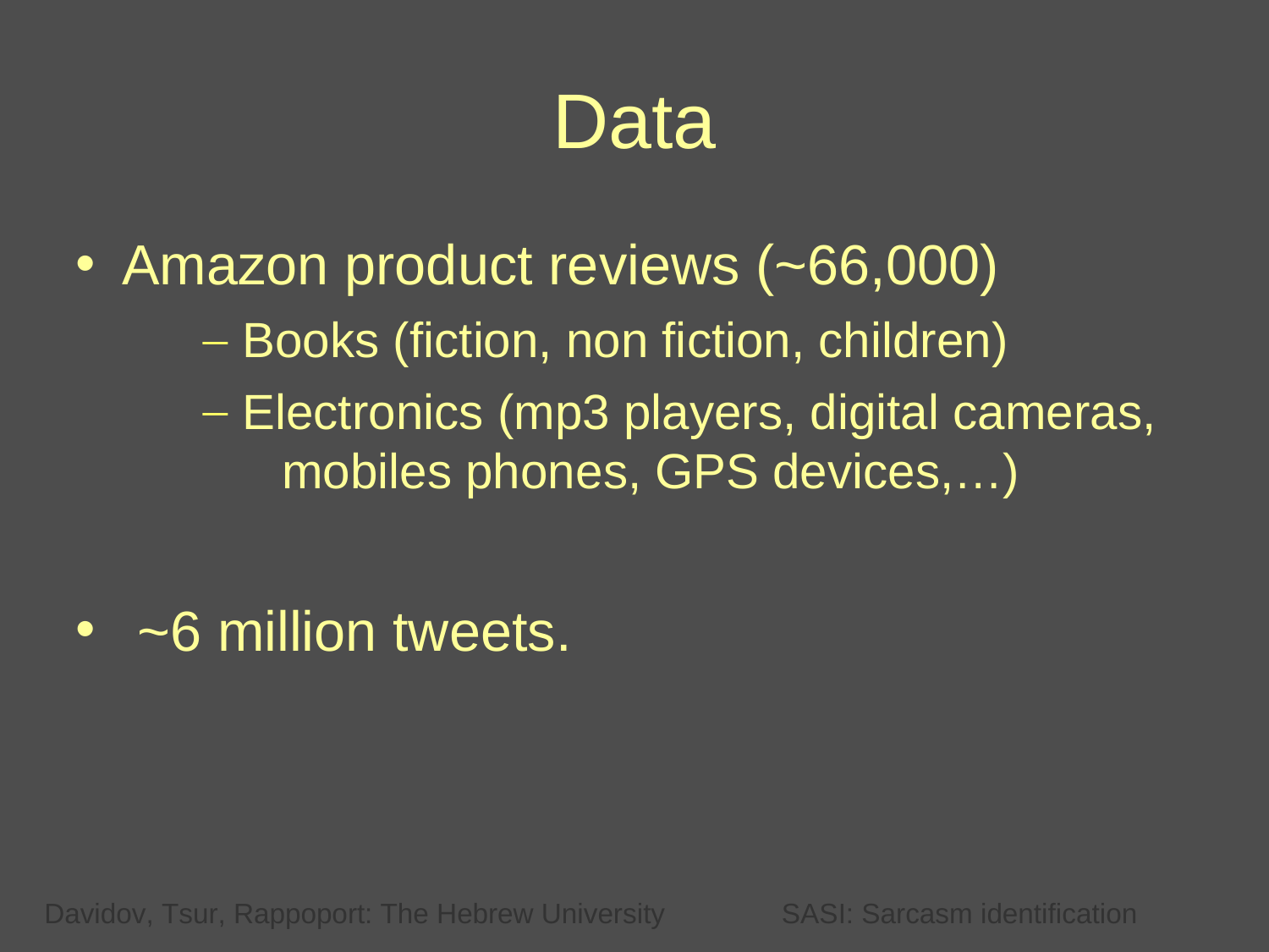# Data

- Amazon product reviews (~66,000)
  - Books (fiction, non fiction, children)
  - Electronics (mp3 players, digital cameras, mobiles phones, GPS devices,…)
- ~6 million tweets.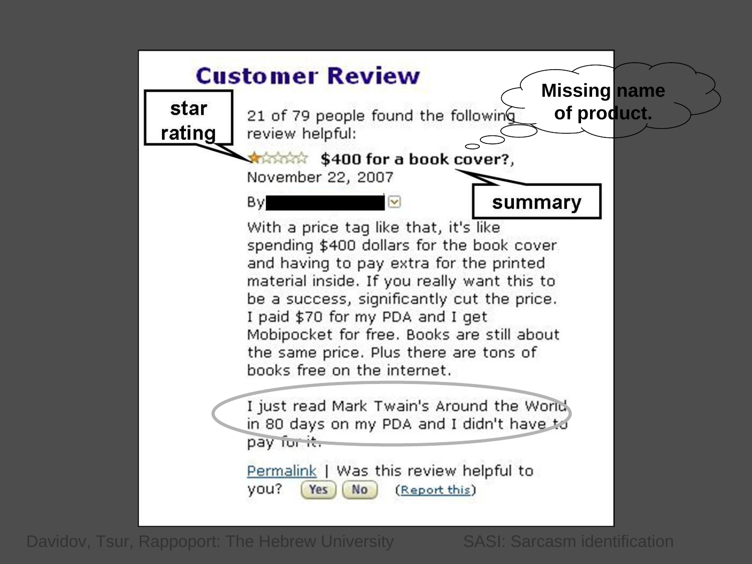# Customer Review

**star rating**

**Missing name of product.**

21 of 79 people found the following review helpful:

★☆☆☆☆ **$400 for a book cover?**, November 22, 2007

**summary**

By ██████████

With a price tag like that, it's like spending $400 dollars for the book cover and having to pay extra for the printed material inside. If you really want this to be a success, significantly cut the price. I paid $70 for my PDA and I get Mobipocket for free. Books are still about the same price. Plus there are tons of books free on the internet.

I just read Mark Twain's Around the World in 80 days on my PDA and I didn't have to pay for it.

Permalink | Was this review helpful to you? Yes No (Report this)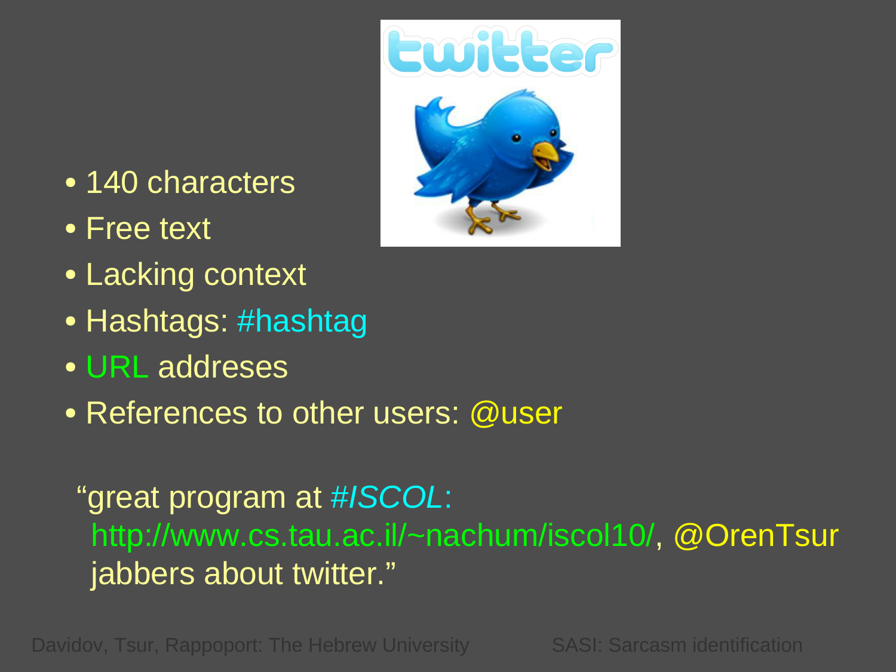- 140 characters
- Free text
- Lacking context
- Hashtags: #hashtag
- URL addreses
- References to other users: @user

"great program at *#ISCOL*: http://www.cs.tau.ac.il/~nachum/iscol10/, @OrenTsur jabbers about twitter."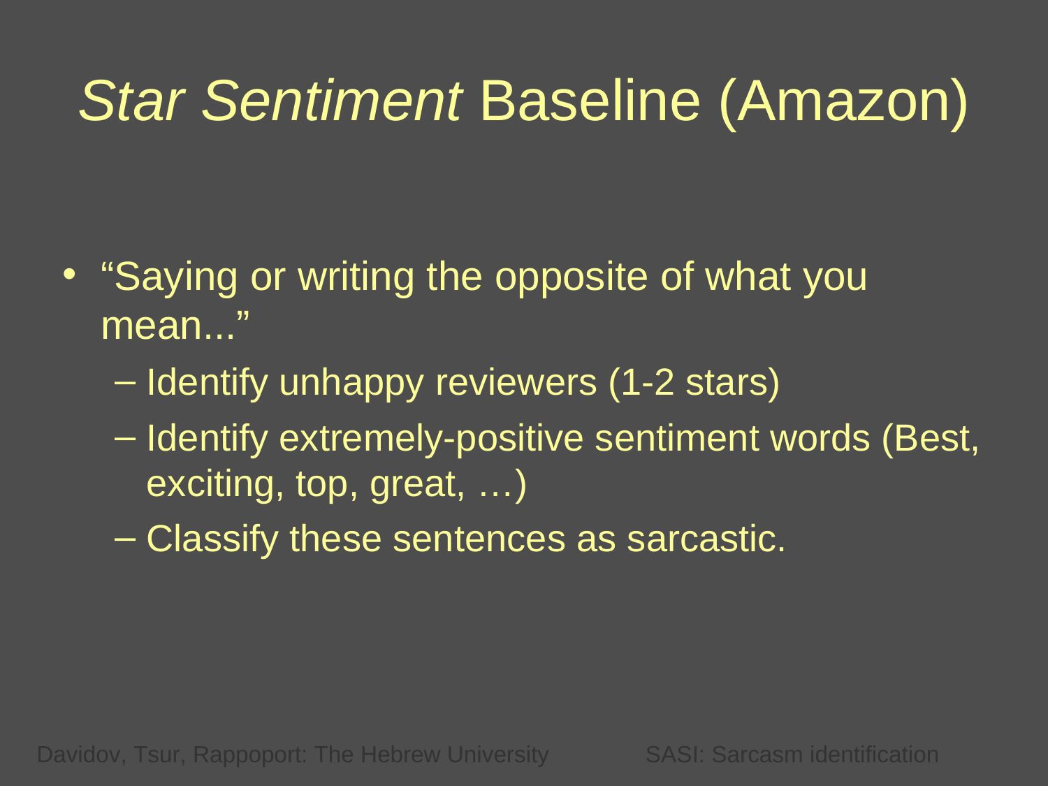# *Star Sentiment* Baseline (Amazon)

- "Saying or writing the opposite of what you mean..."
  - Identify unhappy reviewers (1-2 stars)
  - Identify extremely-positive sentiment words (Best, exciting, top, great, …)
  - Classify these sentences as sarcastic.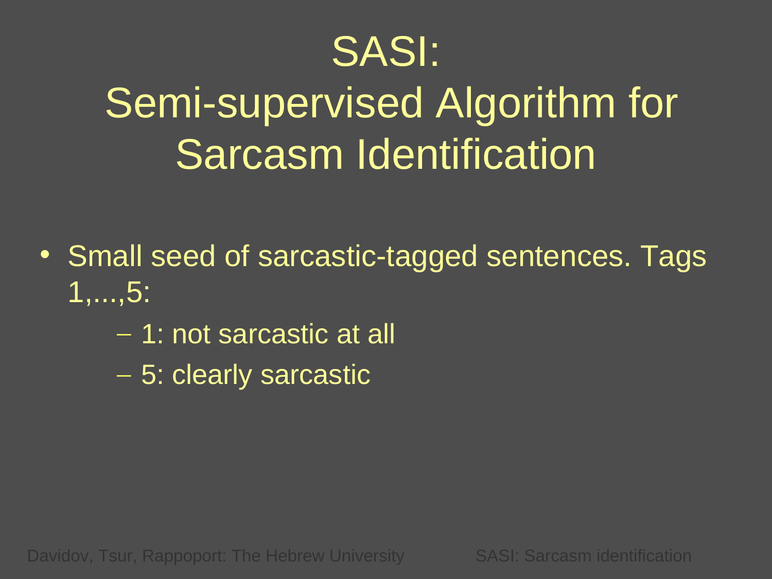# SASI:
# Semi-supervised Algorithm for Sarcasm Identification

- Small seed of sarcastic-tagged sentences. Tags 1,...,5:
  - 1: not sarcastic at all
  - 5: clearly sarcastic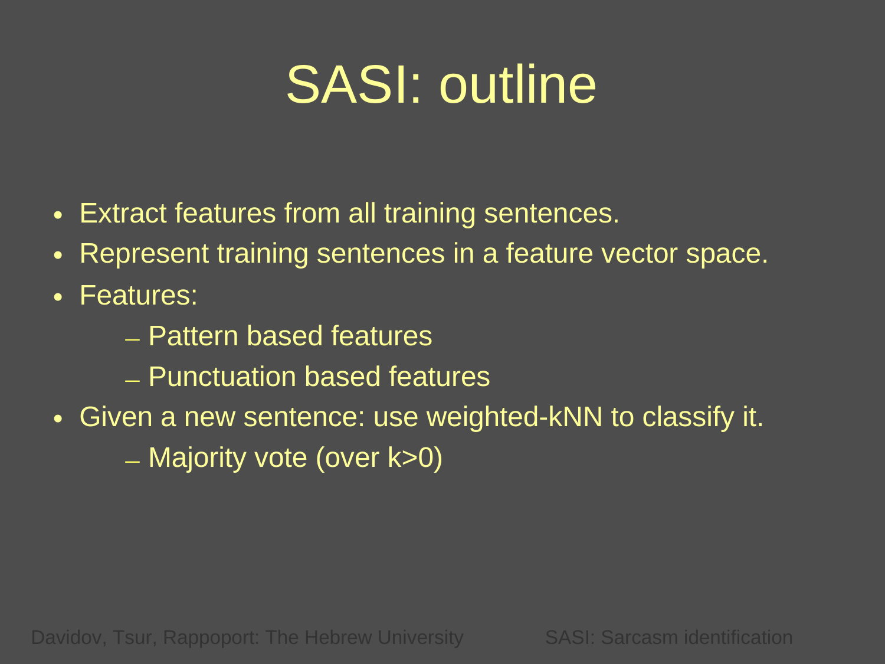# SASI: outline

- Extract features from all training sentences.
- Represent training sentences in a feature vector space.
- Features:
  - Pattern based features
  - Punctuation based features
- Given a new sentence: use weighted-kNN to classify it.
  - Majority vote (over k>0)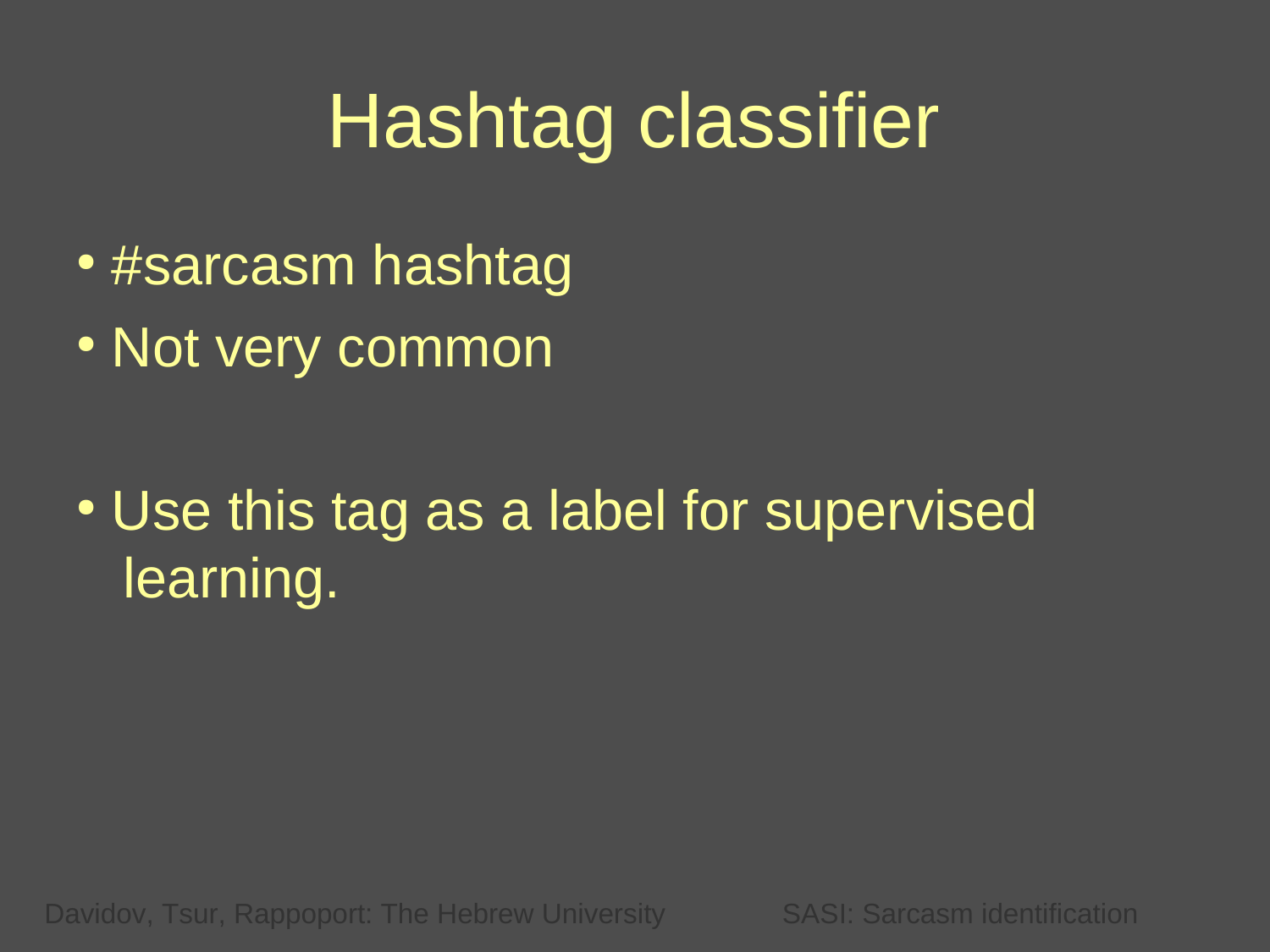# Hashtag classifier

- #sarcasm hashtag
- Not very common

- Use this tag as a label for supervised learning.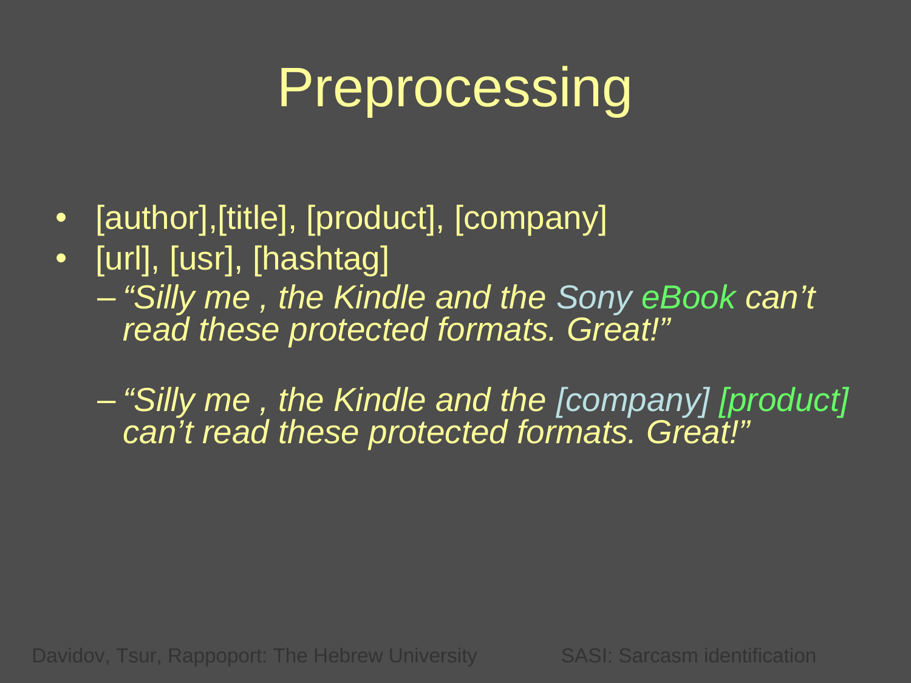# Preprocessing

- [author],[title], [product], [company]
- [url], [usr], [hashtag]
  - *"Silly me , the Kindle and the Sony eBook can't read these protected formats. Great!"*
  - *"Silly me , the Kindle and the [company] [product] can't read these protected formats. Great!"*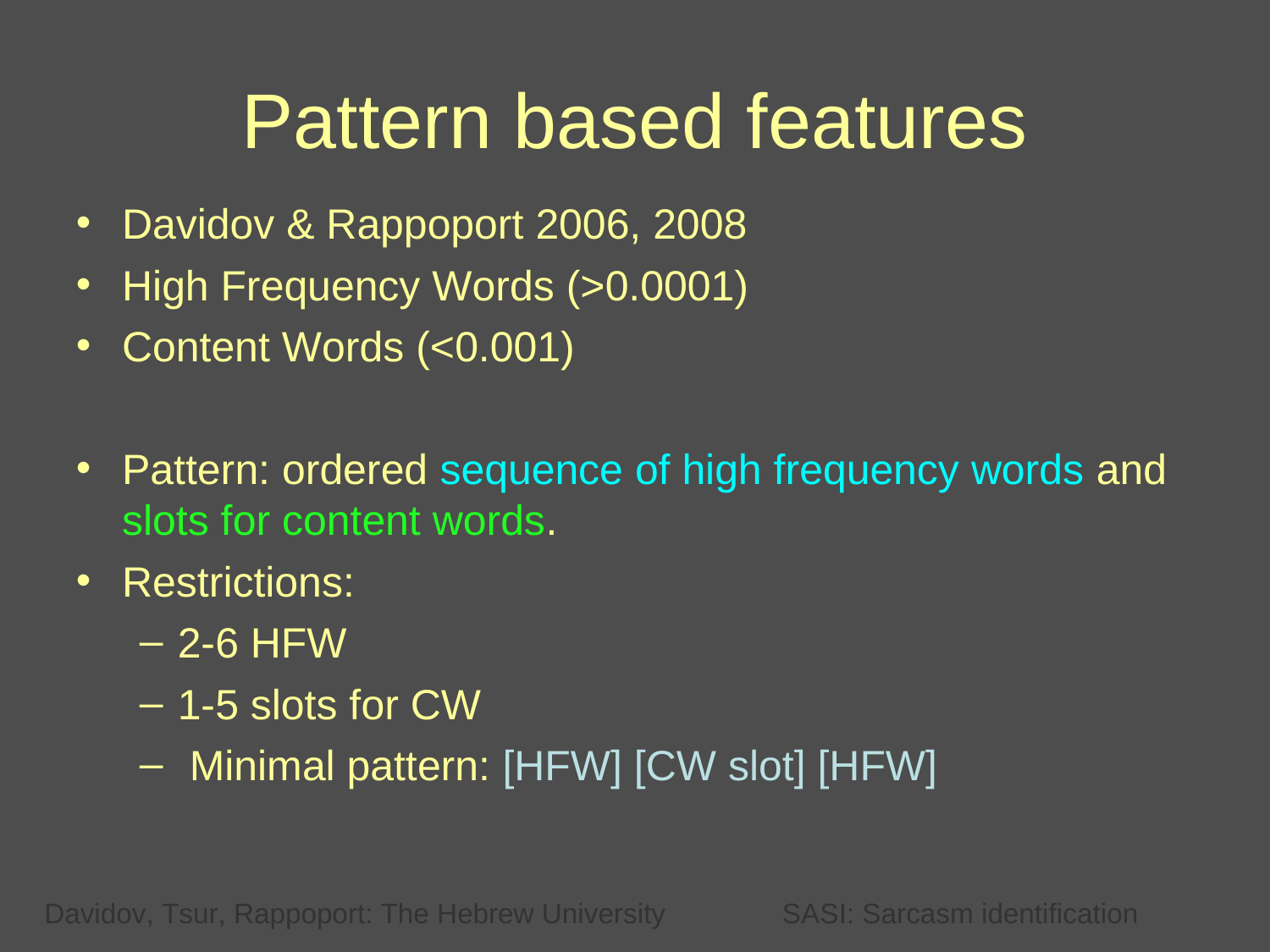# Pattern based features

- Davidov & Rappoport 2006, 2008
- High Frequency Words (>0.0001)
- Content Words (<0.001)

- Pattern: ordered sequence of high frequency words and slots for content words.
- Restrictions:
  - 2-6 HFW
  - 1-5 slots for CW
  - Minimal pattern: [HFW] [CW slot] [HFW]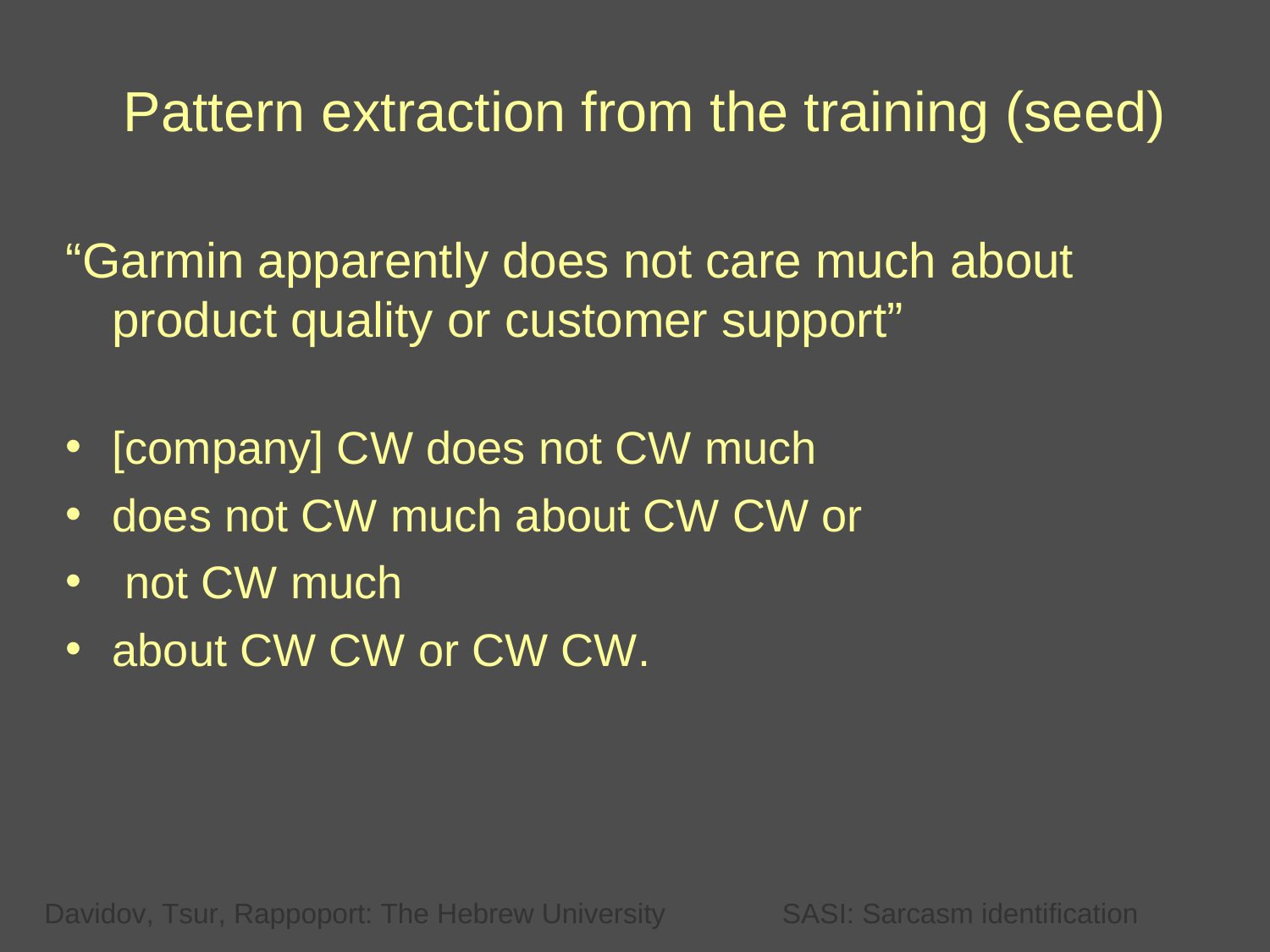# Pattern extraction from the training (seed)

"Garmin apparently does not care much about product quality or customer support"

- [company] CW does not CW much
- does not CW much about CW CW or
- not CW much
- about CW CW or CW CW.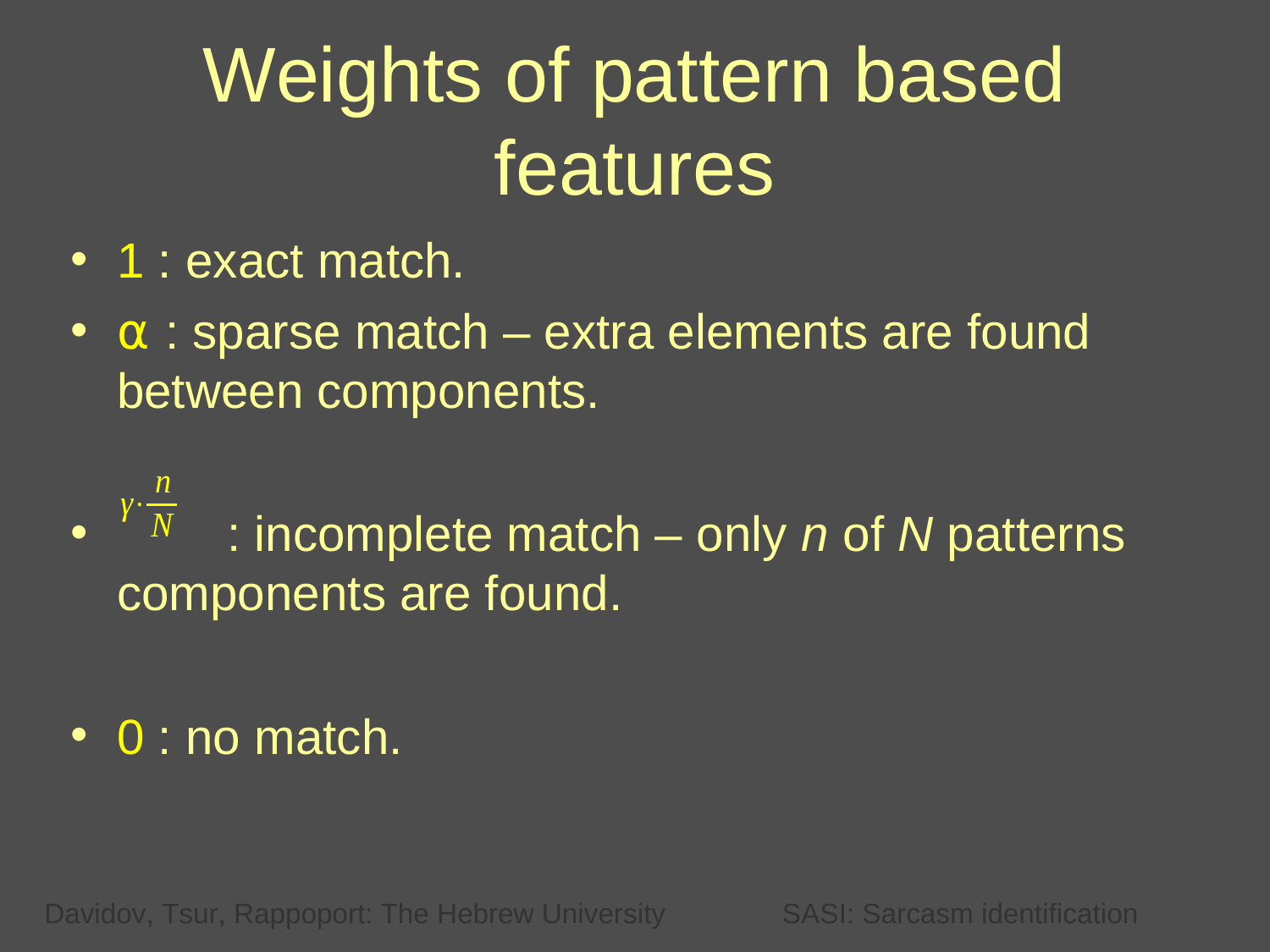# Weights of pattern based features

- 1 : exact match.
- $\alpha$ : sparse match – extra elements are found between components.
- $\gamma \cdot \frac{n}{N}$ : incomplete match – only *n* of *N* patterns components are found.
- 0 : no match.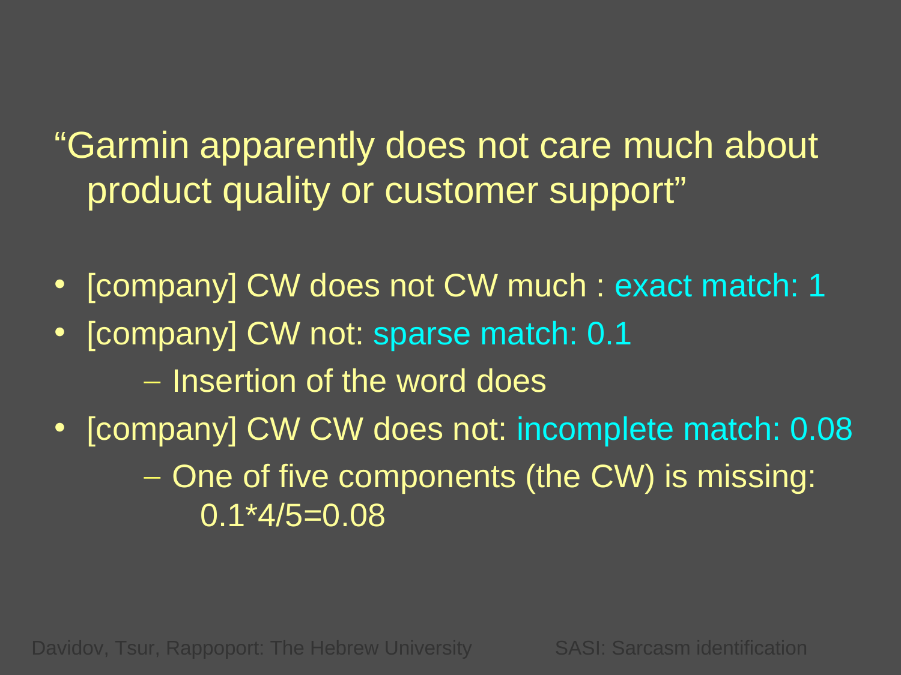"Garmin apparently does not care much about product quality or customer support"

- [company] CW does not CW much : exact match: 1
- [company] CW not: sparse match: 0.1
  - Insertion of the word does
- [company] CW CW does not: incomplete match: 0.08
  - One of five components (the CW) is missing: 0.1*4/5=0.08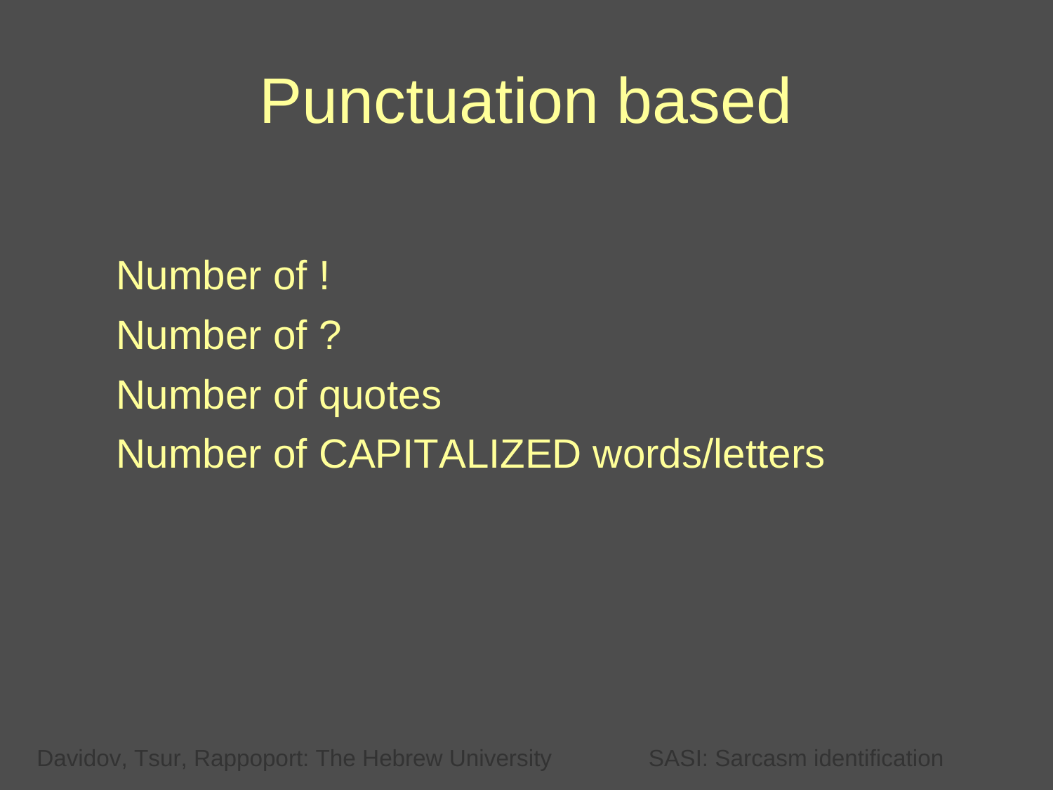# Punctuation based

- Number of !
- Number of ?
- Number of quotes
- Number of CAPITALIZED words/letters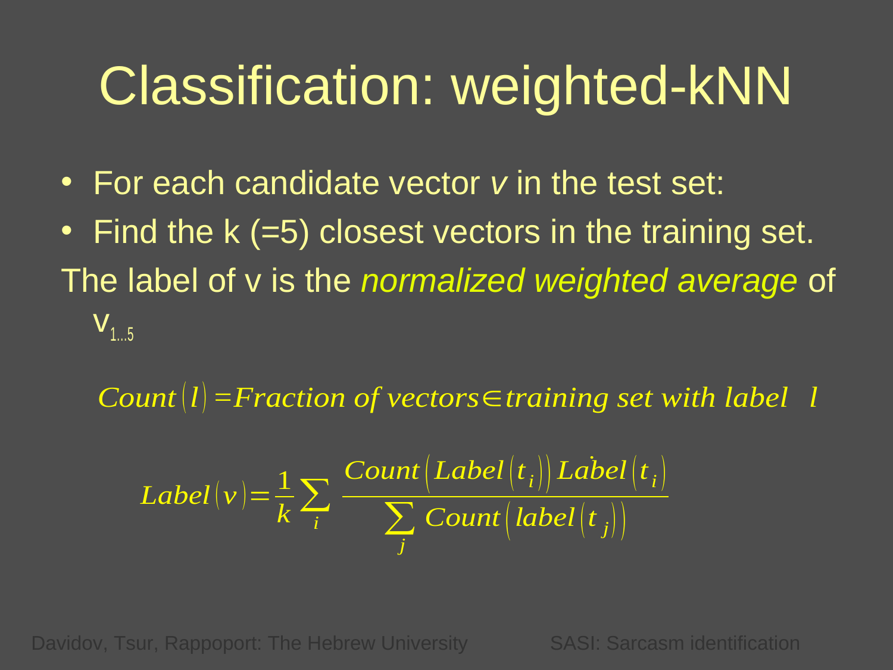# Classification: weighted-kNN

- For each candidate vector *v* in the test set:
- Find the k (=5) closest vectors in the training set.

The label of v is the *normalized weighted average* of $v_{1...5}$

$$Count(l) = Fraction\ of\ vectors \in training\ set\ with\ label\ \ l$$

$$Label(v) = \frac{1}{k} \sum_i \frac{Count(Label(t_i))\, Label(t_i)}{\sum_j Count(label(t_j))}$$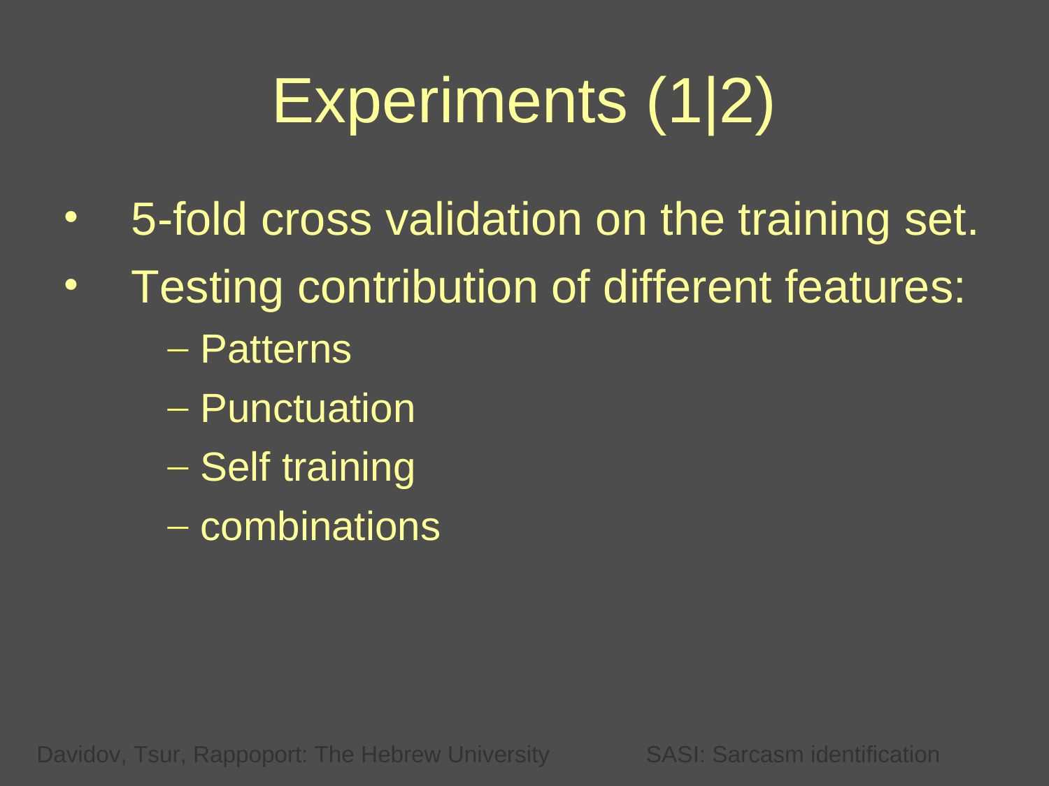# Experiments (1|2)

- 5-fold cross validation on the training set.
- Testing contribution of different features:
  - Patterns
  - Punctuation
  - Self training
  - combinations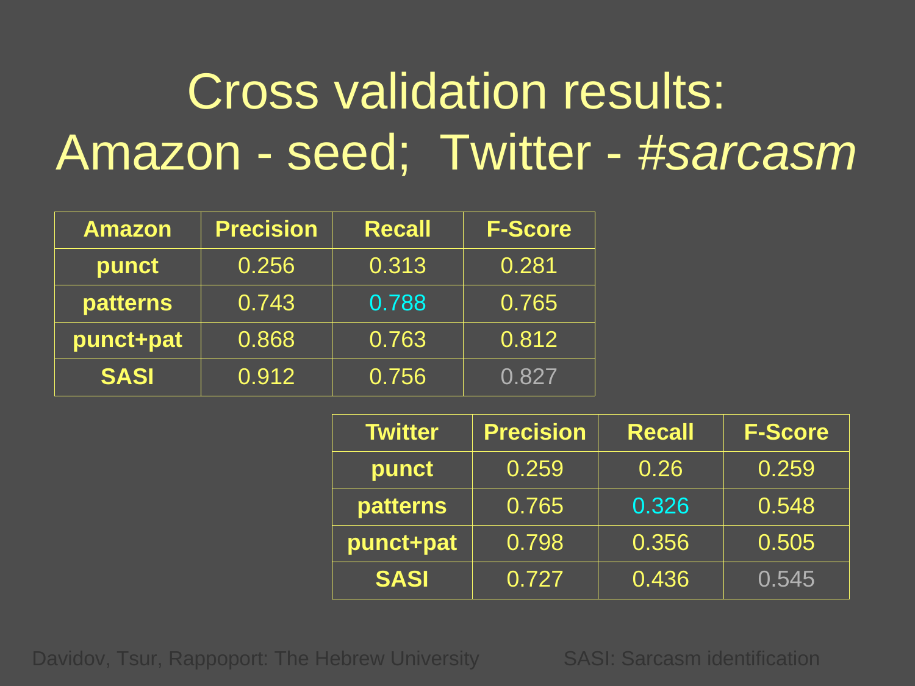# Cross validation results: Amazon - seed; Twitter - *#sarcasm*

| Amazon | Precision | Recall | F-Score |
|---|---|---|---|
| punct | 0.256 | 0.313 | 0.281 |
| patterns | 0.743 | 0.788 | 0.765 |
| punct+pat | 0.868 | 0.763 | 0.812 |
| SASI | 0.912 | 0.756 | 0.827 |

| Twitter | Precision | Recall | F-Score |
|---|---|---|---|
| punct | 0.259 | 0.26 | 0.259 |
| patterns | 0.765 | 0.326 | 0.548 |
| punct+pat | 0.798 | 0.356 | 0.505 |
| SASI | 0.727 | 0.436 | 0.545 |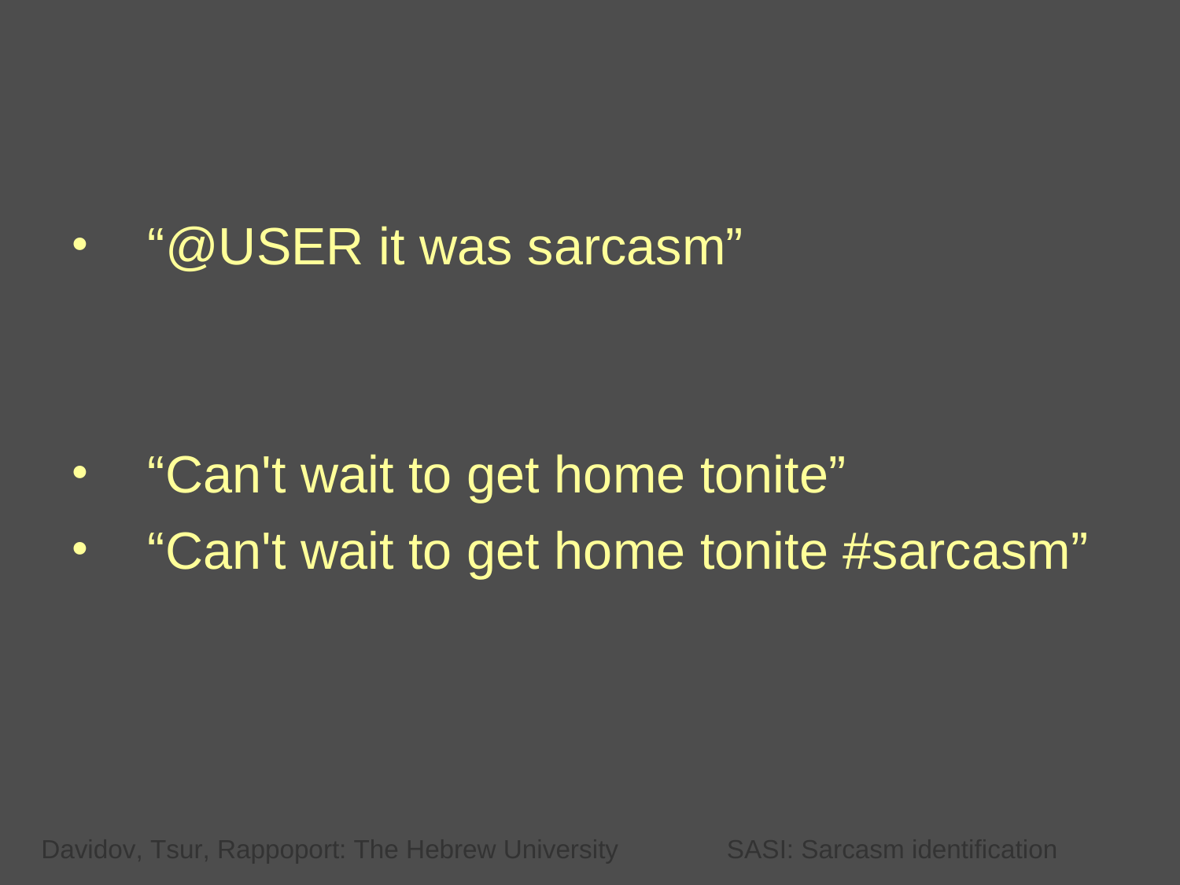- “@USER it was sarcasm”

- “Can't wait to get home tonite”
- “Can't wait to get home tonite #sarcasm”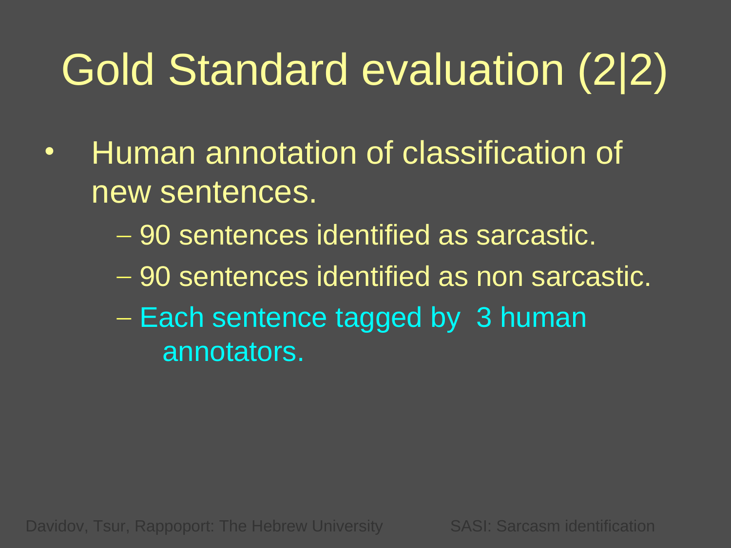# Gold Standard evaluation (2|2)

- Human annotation of classification of new sentences.
  - 90 sentences identified as sarcastic.
  - 90 sentences identified as non sarcastic.
  - Each sentence tagged by 3 human annotators.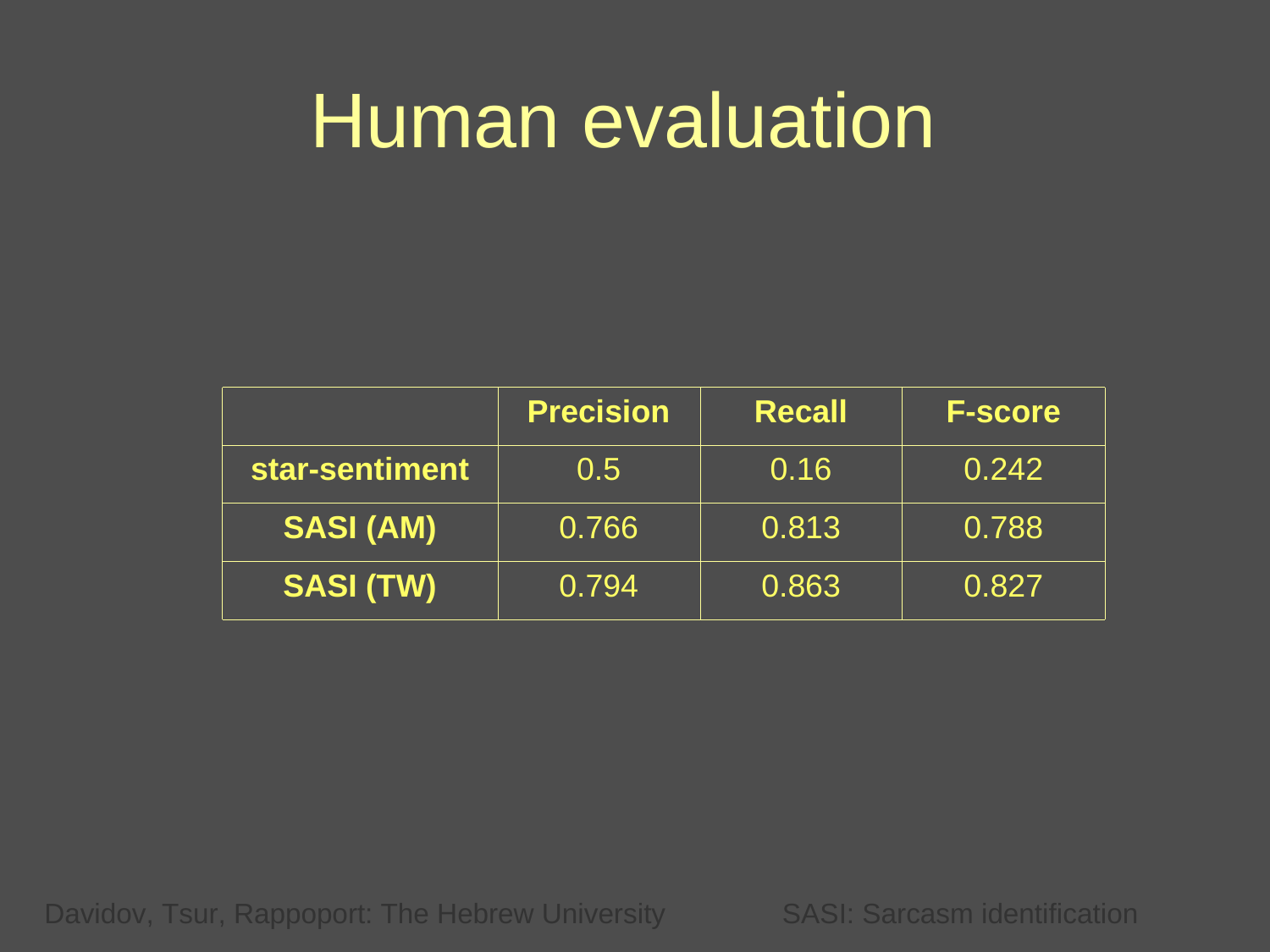# Human evaluation

| | **Precision** | **Recall** | **F-score** |
|---|---|---|---|
| **star-sentiment** | 0.5 | 0.16 | 0.242 |
| **SASI (AM)** | 0.766 | 0.813 | 0.788 |
| **SASI (TW)** | 0.794 | 0.863 | 0.827 |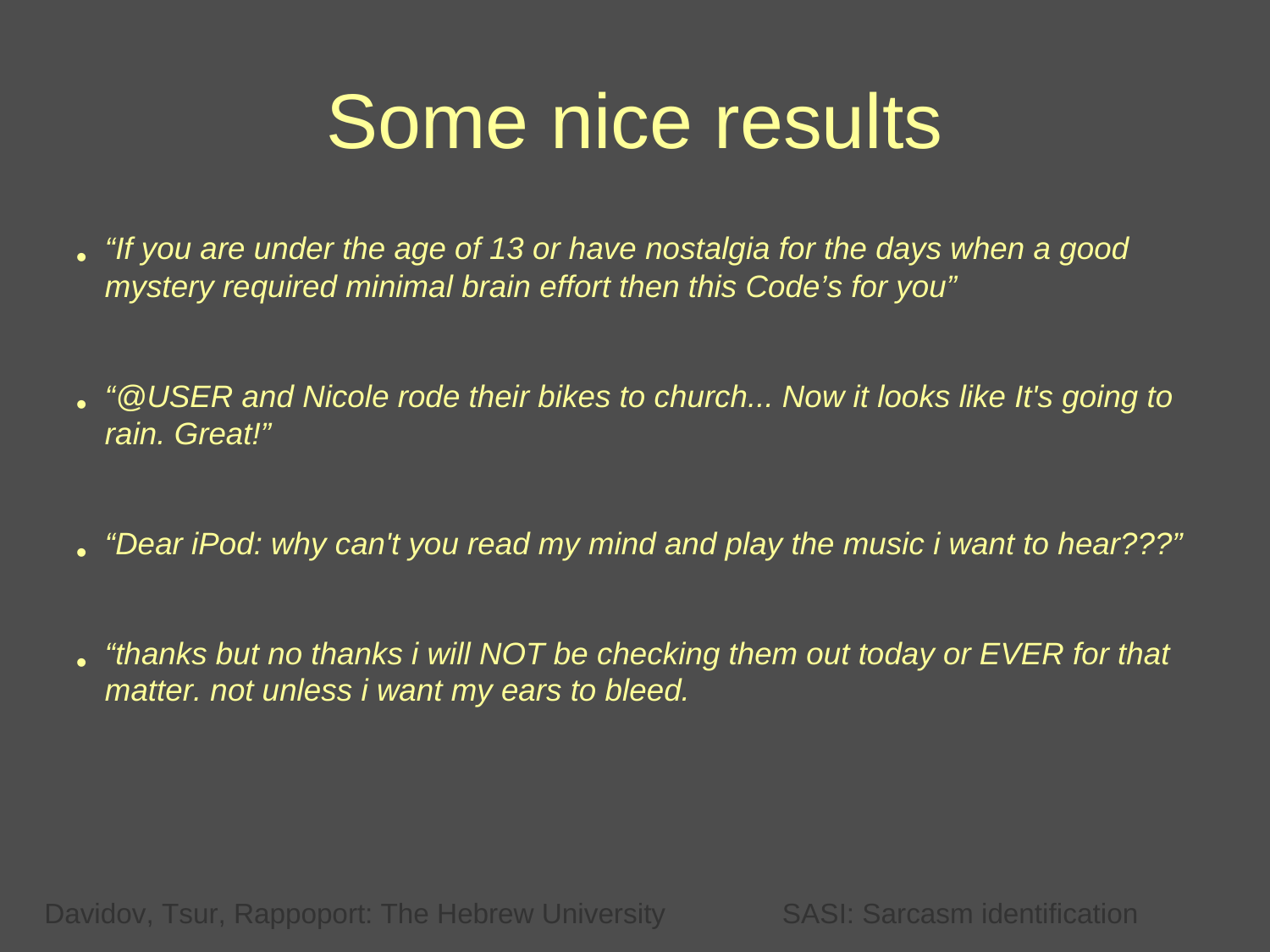# Some nice results

- *“If you are under the age of 13 or have nostalgia for the days when a good mystery required minimal brain effort then this Code’s for you”*
- *“@USER and Nicole rode their bikes to church... Now it looks like It's going to rain. Great!”*
- *“Dear iPod: why can't you read my mind and play the music i want to hear???”*
- *“thanks but no thanks i will NOT be checking them out today or EVER for that matter. not unless i want my ears to bleed.*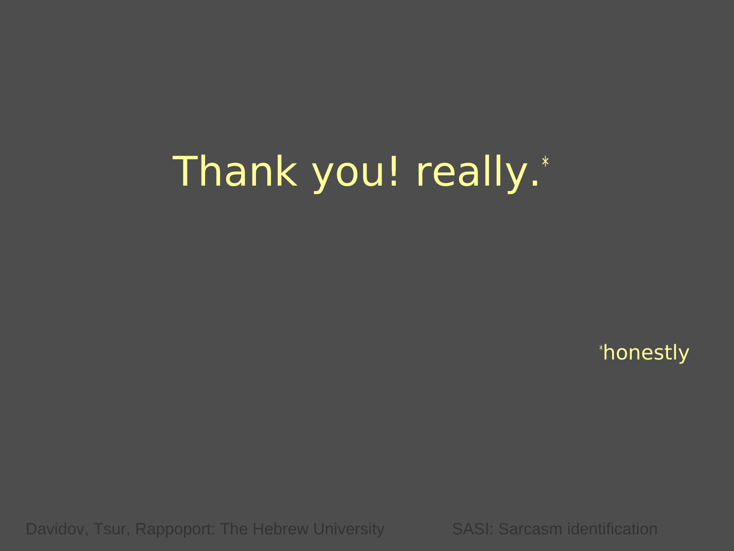# Thank you! really.*

*honestly